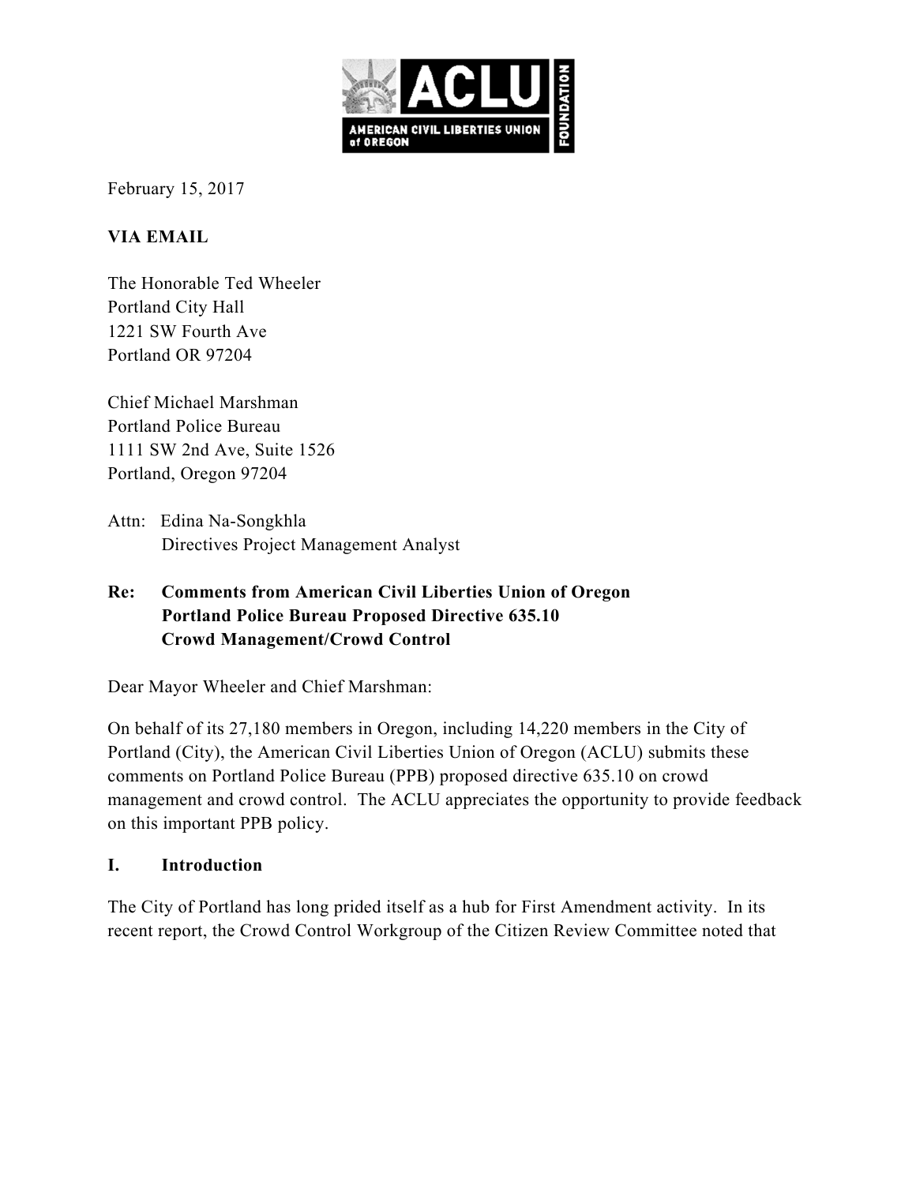February 15, 2017

**VIA EMAIL**

The Honorable Ted Wheeler
Portland City Hall
1221 SW Fourth Ave
Portland OR 97204

Chief Michael Marshman
Portland Police Bureau
1111 SW 2nd Ave, Suite 1526
Portland, Oregon 97204

Attn: Edina Na-Songkhla
Directives Project Management Analyst

**Re: Comments from American Civil Liberties Union of Oregon**
**Portland Police Bureau Proposed Directive 635.10**
**Crowd Management/Crowd Control**

Dear Mayor Wheeler and Chief Marshman:

On behalf of its 27,180 members in Oregon, including 14,220 members in the City of Portland (City), the American Civil Liberties Union of Oregon (ACLU) submits these comments on Portland Police Bureau (PPB) proposed directive 635.10 on crowd management and crowd control. The ACLU appreciates the opportunity to provide feedback on this important PPB policy.

## I. Introduction

The City of Portland has long prided itself as a hub for First Amendment activity. In its recent report, the Crowd Control Workgroup of the Citizen Review Committee noted that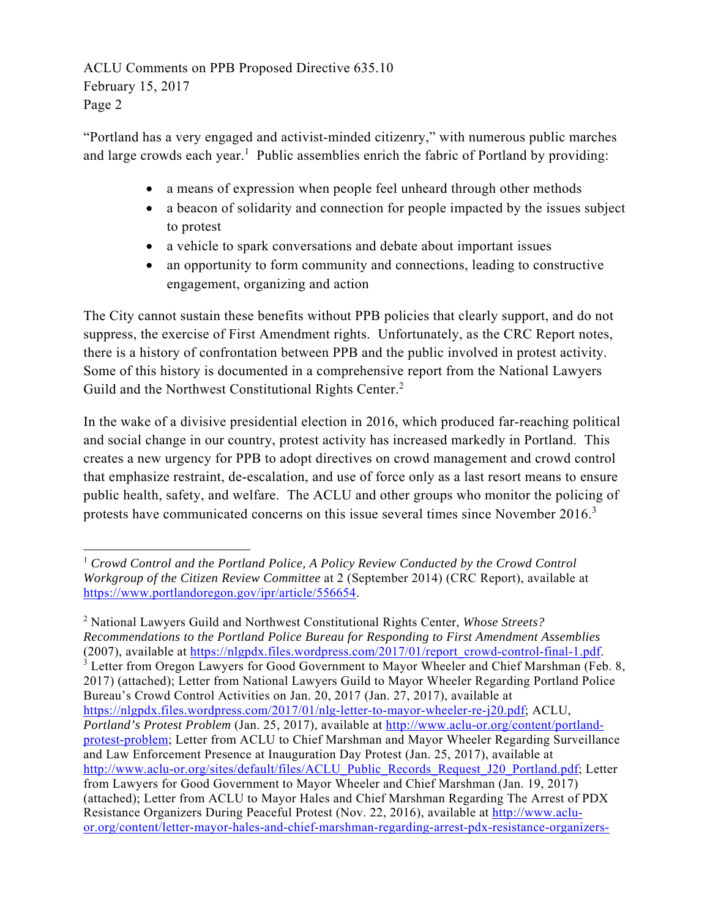"Portland has a very engaged and activist-minded citizenry," with numerous public marches and large crowds each year.[1] Public assemblies enrich the fabric of Portland by providing:

- a means of expression when people feel unheard through other methods
- a beacon of solidarity and connection for people impacted by the issues subject to protest
- a vehicle to spark conversations and debate about important issues
- an opportunity to form community and connections, leading to constructive engagement, organizing and action

The City cannot sustain these benefits without PPB policies that clearly support, and do not suppress, the exercise of First Amendment rights. Unfortunately, as the CRC Report notes, there is a history of confrontation between PPB and the public involved in protest activity. Some of this history is documented in a comprehensive report from the National Lawyers Guild and the Northwest Constitutional Rights Center.[2]

In the wake of a divisive presidential election in 2016, which produced far-reaching political and social change in our country, protest activity has increased markedly in Portland. This creates a new urgency for PPB to adopt directives on crowd management and crowd control that emphasize restraint, de-escalation, and use of force only as a last resort means to ensure public health, safety, and welfare. The ACLU and other groups who monitor the policing of protests have communicated concerns on this issue several times since November 2016.[3]

---

[1] *Crowd Control and the Portland Police, A Policy Review Conducted by the Crowd Control Workgroup of the Citizen Review Committee* at 2 (September 2014) (CRC Report), available at https://www.portlandoregon.gov/ipr/article/556654.

[2] National Lawyers Guild and Northwest Constitutional Rights Center, *Whose Streets? Recommendations to the Portland Police Bureau for Responding to First Amendment Assemblies* (2007), available at https://nlgpdx.files.wordpress.com/2017/01/report_crowd-control-final-1.pdf.

[3] Letter from Oregon Lawyers for Good Government to Mayor Wheeler and Chief Marshman (Feb. 8, 2017) (attached); Letter from National Lawyers Guild to Mayor Wheeler Regarding Portland Police Bureau's Crowd Control Activities on Jan. 20, 2017 (Jan. 27, 2017), available at https://nlgpdx.files.wordpress.com/2017/01/nlg-letter-to-mayor-wheeler-re-j20.pdf; ACLU, *Portland's Protest Problem* (Jan. 25, 2017), available at http://www.aclu-or.org/content/portland-protest-problem; Letter from ACLU to Chief Marshman and Mayor Wheeler Regarding Surveillance and Law Enforcement Presence at Inauguration Day Protest (Jan. 25, 2017), available at http://www.aclu-or.org/sites/default/files/ACLU_Public_Records_Request_J20_Portland.pdf; Letter from Lawyers for Good Government to Mayor Wheeler and Chief Marshman (Jan. 19, 2017) (attached); Letter from ACLU to Mayor Hales and Chief Marshman Regarding The Arrest of PDX Resistance Organizers During Peaceful Protest (Nov. 22, 2016), available at http://www.aclu-or.org/content/letter-mayor-hales-and-chief-marshman-regarding-arrest-pdx-resistance-organizers-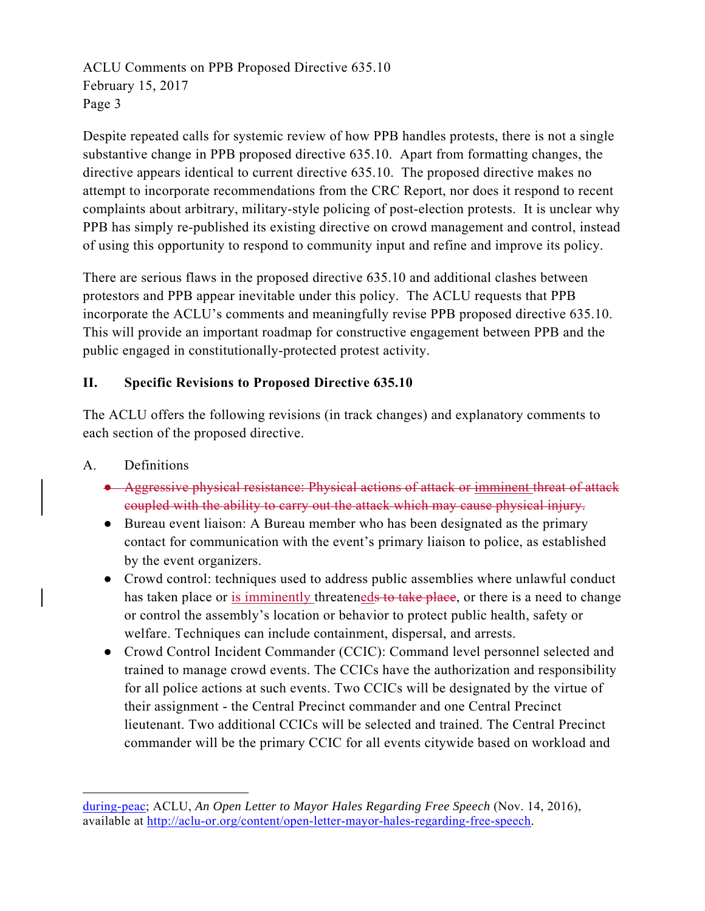Despite repeated calls for systemic review of how PPB handles protests, there is not a single substantive change in PPB proposed directive 635.10. Apart from formatting changes, the directive appears identical to current directive 635.10. The proposed directive makes no attempt to incorporate recommendations from the CRC Report, nor does it respond to recent complaints about arbitrary, military-style policing of post-election protests. It is unclear why PPB has simply re-published its existing directive on crowd management and control, instead of using this opportunity to respond to community input and refine and improve its policy.

There are serious flaws in the proposed directive 635.10 and additional clashes between protestors and PPB appear inevitable under this policy. The ACLU requests that PPB incorporate the ACLU's comments and meaningfully revise PPB proposed directive 635.10. This will provide an important roadmap for constructive engagement between PPB and the public engaged in constitutionally-protected protest activity.

## II. Specific Revisions to Proposed Directive 635.10

The ACLU offers the following revisions (in track changes) and explanatory comments to each section of the proposed directive.

### A. Definitions

- ~~Aggressive physical resistance: Physical actions of attack or imminent threat of attack coupled with the ability to carry out the attack which may cause physical injury.~~
- Bureau event liaison: A Bureau member who has been designated as the primary contact for communication with the event's primary liaison to police, as established by the event organizers.
- Crowd control: techniques used to address public assemblies where unlawful conduct has taken place or is imminently threaten~~eds to take place~~, or there is a need to change or control the assembly's location or behavior to protect public health, safety or welfare. Techniques can include containment, dispersal, and arrests.
- Crowd Control Incident Commander (CCIC): Command level personnel selected and trained to manage crowd events. The CCICs have the authorization and responsibility for all police actions at such events. Two CCICs will be designated by the virtue of their assignment - the Central Precinct commander and one Central Precinct lieutenant. Two additional CCICs will be selected and trained. The Central Precinct commander will be the primary CCIC for all events citywide based on workload and

during-peac; ACLU, *An Open Letter to Mayor Hales Regarding Free Speech* (Nov. 14, 2016), available at http://aclu-or.org/content/open-letter-mayor-hales-regarding-free-speech.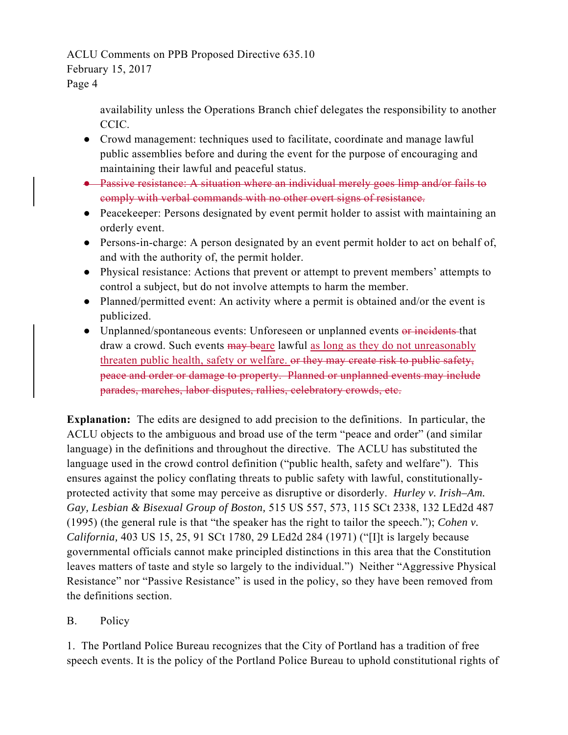availability unless the Operations Branch chief delegates the responsibility to another CCIC.

- Crowd management: techniques used to facilitate, coordinate and manage lawful public assemblies before and during the event for the purpose of encouraging and maintaining their lawful and peaceful status.
- ~~Passive resistance: A situation where an individual merely goes limp and/or fails to comply with verbal commands with no other overt signs of resistance.~~
- Peacekeeper: Persons designated by event permit holder to assist with maintaining an orderly event.
- Persons-in-charge: A person designated by an event permit holder to act on behalf of, and with the authority of, the permit holder.
- Physical resistance: Actions that prevent or attempt to prevent members' attempts to control a subject, but do not involve attempts to harm the member.
- Planned/permitted event: An activity where a permit is obtained and/or the event is publicized.
- Unplanned/spontaneous events: Unforeseen or unplanned events ~~or incidents~~ that draw a crowd. Such events ~~may be~~are lawful as long as they do not unreasonably threaten public health, safety or welfare. ~~or they may create risk to public safety, peace and order or damage to property. Planned or unplanned events may include parades, marches, labor disputes, rallies, celebratory crowds, etc.~~

**Explanation:** The edits are designed to add precision to the definitions. In particular, the ACLU objects to the ambiguous and broad use of the term "peace and order" (and similar language) in the definitions and throughout the directive. The ACLU has substituted the language used in the crowd control definition ("public health, safety and welfare"). This ensures against the policy conflating threats to public safety with lawful, constitutionally-protected activity that some may perceive as disruptive or disorderly. *Hurley v. Irish–Am. Gay, Lesbian & Bisexual Group of Boston,* 515 US 557, 573, 115 SCt 2338, 132 LEd2d 487 (1995) (the general rule is that "the speaker has the right to tailor the speech."); *Cohen v. California,* 403 US 15, 25, 91 SCt 1780, 29 LEd2d 284 (1971) ("[I]t is largely because governmental officials cannot make principled distinctions in this area that the Constitution leaves matters of taste and style so largely to the individual.") Neither "Aggressive Physical Resistance" nor "Passive Resistance" is used in the policy, so they have been removed from the definitions section.

B. Policy

1. The Portland Police Bureau recognizes that the City of Portland has a tradition of free speech events. It is the policy of the Portland Police Bureau to uphold constitutional rights of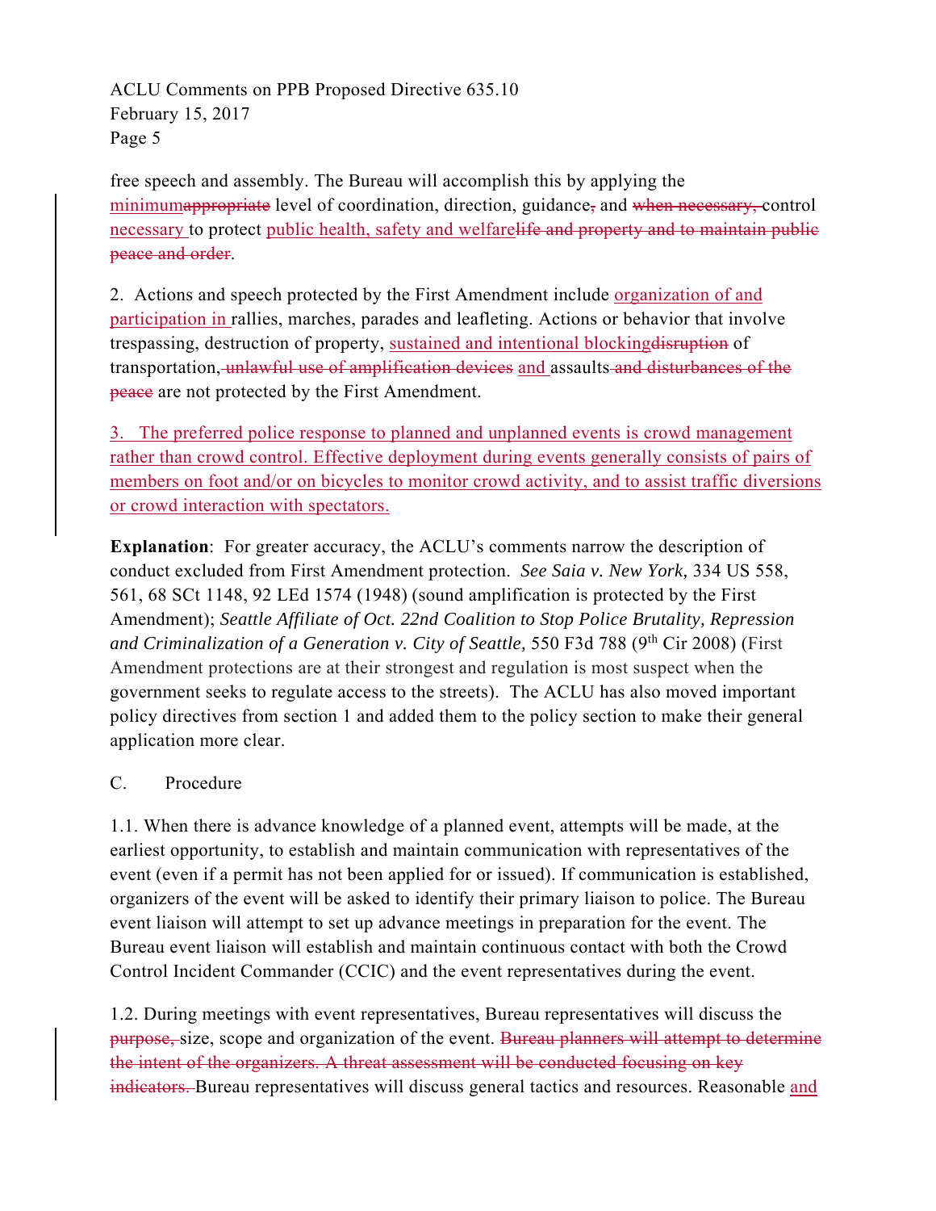free speech and assembly. The Bureau will accomplish this by applying the <ins>minimum</ins>~~appropriate~~ level of coordination, direction, guidance~~,~~ and ~~when necessary,~~ control <ins>necessary</ins> to protect <ins>public health, safety and welfare</ins>~~life and property and to maintain public peace and order~~.

2. Actions and speech protected by the First Amendment include <ins>organization of and participation in</ins> rallies, marches, parades and leafleting. Actions or behavior that involve trespassing, destruction of property, <ins>sustained and intentional blocking</ins>~~disruption~~ of transportation~~, unlawful use of amplification devices~~ <ins>and</ins> assaults ~~and disturbances of the peace~~ are not protected by the First Amendment.

<ins>3. The preferred police response to planned and unplanned events is crowd management rather than crowd control. Effective deployment during events generally consists of pairs of members on foot and/or on bicycles to monitor crowd activity, and to assist traffic diversions or crowd interaction with spectators.</ins>

**Explanation**: For greater accuracy, the ACLU's comments narrow the description of conduct excluded from First Amendment protection. *See Saia v. New York,* 334 US 558, 561, 68 SCt 1148, 92 LEd 1574 (1948) (sound amplification is protected by the First Amendment); *Seattle Affiliate of Oct. 22nd Coalition to Stop Police Brutality, Repression and Criminalization of a Generation v. City of Seattle,* 550 F3d 788 (9th Cir 2008) (First Amendment protections are at their strongest and regulation is most suspect when the government seeks to regulate access to the streets). The ACLU has also moved important policy directives from section 1 and added them to the policy section to make their general application more clear.

C. Procedure

1.1. When there is advance knowledge of a planned event, attempts will be made, at the earliest opportunity, to establish and maintain communication with representatives of the event (even if a permit has not been applied for or issued). If communication is established, organizers of the event will be asked to identify their primary liaison to police. The Bureau event liaison will attempt to set up advance meetings in preparation for the event. The Bureau event liaison will establish and maintain continuous contact with both the Crowd Control Incident Commander (CCIC) and the event representatives during the event.

1.2. During meetings with event representatives, Bureau representatives will discuss the ~~purpose,~~ size, scope and organization of the event. ~~Bureau planners will attempt to determine the intent of the organizers. A threat assessment will be conducted focusing on key indicators.~~ Bureau representatives will discuss general tactics and resources. Reasonable <ins>and</ins>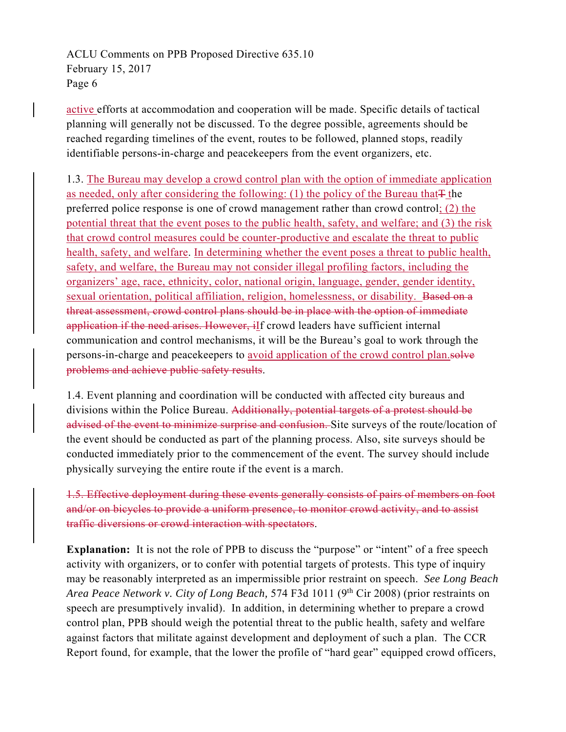<u>active</u> efforts at accommodation and cooperation will be made. Specific details of tactical planning will generally not be discussed. To the degree possible, agreements should be reached regarding timelines of the event, routes to be followed, planned stops, readily identifiable persons-in-charge and peacekeepers from the event organizers, etc.

1.3. <u>The Bureau may develop a crowd control plan with the option of immediate application as needed, only after considering the following: (1) the policy of the Bureau that</u>~~T~~ <u>t</u>he preferred police response is one of crowd management rather than crowd control<u>; (2) the potential threat that the event poses to the public health, safety, and welfare; and (3) the risk that crowd control measures could be counter-productive and escalate the threat to public health, safety, and welfare</u>. <u>In determining whether the event poses a threat to public health, safety, and welfare, the Bureau may not consider illegal profiling factors, including the organizers' age, race, ethnicity, color, national origin, language, gender, gender identity, sexual orientation, political affiliation, religion, homelessness, or disability.</u> ~~Based on a threat assessment, crowd control plans should be in place with the option of immediate application if the need arises. However, i~~<u>I</u>f crowd leaders have sufficient internal communication and control mechanisms, it will be the Bureau's goal to work through the persons-in-charge and peacekeepers to <u>avoid application of the crowd control plan.</u>~~solve problems and achieve public safety results~~.

1.4. Event planning and coordination will be conducted with affected city bureaus and divisions within the Police Bureau. ~~Additionally, potential targets of a protest should be advised of the event to minimize surprise and confusion.~~ Site surveys of the route/location of the event should be conducted as part of the planning process. Also, site surveys should be conducted immediately prior to the commencement of the event. The survey should include physically surveying the entire route if the event is a march.

~~1.5. Effective deployment during these events generally consists of pairs of members on foot and/or on bicycles to provide a uniform presence, to monitor crowd activity, and to assist traffic diversions or crowd interaction with spectators~~.

**Explanation:** It is not the role of PPB to discuss the "purpose" or "intent" of a free speech activity with organizers, or to confer with potential targets of protests. This type of inquiry may be reasonably interpreted as an impermissible prior restraint on speech. *See Long Beach Area Peace Network v. City of Long Beach,* 574 F3d 1011 (9th Cir 2008) (prior restraints on speech are presumptively invalid). In addition, in determining whether to prepare a crowd control plan, PPB should weigh the potential threat to the public health, safety and welfare against factors that militate against development and deployment of such a plan. The CCR Report found, for example, that the lower the profile of "hard gear" equipped crowd officers,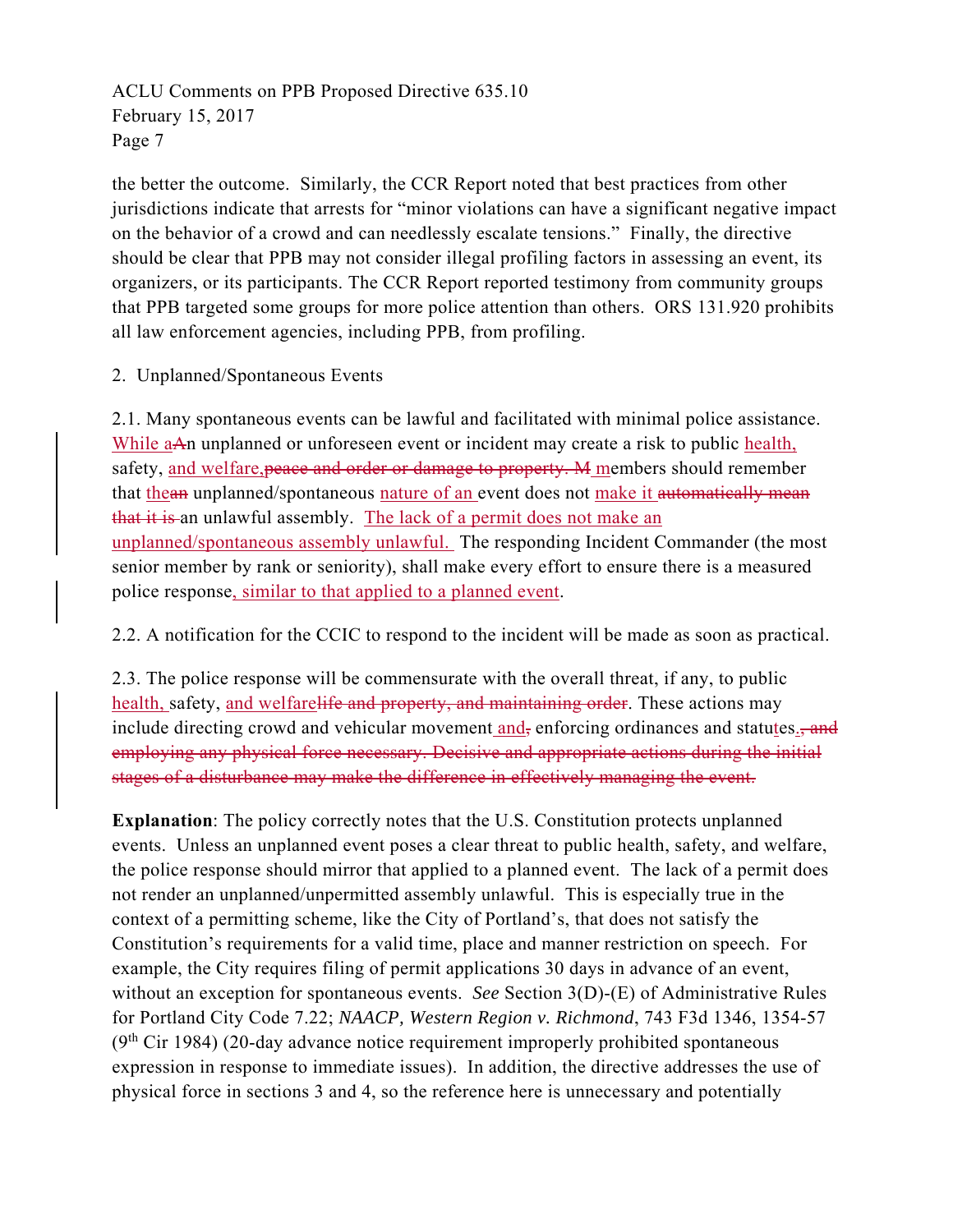the better the outcome. Similarly, the CCR Report noted that best practices from other jurisdictions indicate that arrests for "minor violations can have a significant negative impact on the behavior of a crowd and can needlessly escalate tensions." Finally, the directive should be clear that PPB may not consider illegal profiling factors in assessing an event, its organizers, or its participants. The CCR Report reported testimony from community groups that PPB targeted some groups for more police attention than others. ORS 131.920 prohibits all law enforcement agencies, including PPB, from profiling.

2. Unplanned/Spontaneous Events

2.1. Many spontaneous events can be lawful and facilitated with minimal police assistance. <u>While a</u>~~A~~n unplanned or unforeseen event or incident may create a risk to public <u>health,</u> safety, <u>and welfare,</u>~~peace and order or damage to property. M~~ <u>m</u>embers should remember that <u>the</u>~~an~~ unplanned/spontaneous <u>nature of an</u> event does not <u>make it</u> ~~automatically mean that it is~~ an unlawful assembly. <u>The lack of a permit does not make an unplanned/spontaneous assembly unlawful.</u> The responding Incident Commander (the most senior member by rank or seniority), shall make every effort to ensure there is a measured police response<u>, similar to that applied to a planned event</u>.

2.2. A notification for the CCIC to respond to the incident will be made as soon as practical.

2.3. The police response will be commensurate with the overall threat, if any, to public <u>health,</u> safety, <u>and welfare</u>~~life and property, and maintaining order~~. These actions may include directing crowd and vehicular movement<u> and</u>~~,~~ enforcing ordinances and statu<u>t</u>es<u>.</u>~~, and employing any physical force necessary. Decisive and appropriate actions during the initial stages of a disturbance may make the difference in effectively managing the event.~~

**Explanation**: The policy correctly notes that the U.S. Constitution protects unplanned events. Unless an unplanned event poses a clear threat to public health, safety, and welfare, the police response should mirror that applied to a planned event. The lack of a permit does not render an unplanned/unpermitted assembly unlawful. This is especially true in the context of a permitting scheme, like the City of Portland's, that does not satisfy the Constitution's requirements for a valid time, place and manner restriction on speech. For example, the City requires filing of permit applications 30 days in advance of an event, without an exception for spontaneous events. *See* Section 3(D)-(E) of Administrative Rules for Portland City Code 7.22; *NAACP, Western Region v. Richmond*, 743 F3d 1346, 1354-57 (9th Cir 1984) (20-day advance notice requirement improperly prohibited spontaneous expression in response to immediate issues). In addition, the directive addresses the use of physical force in sections 3 and 4, so the reference here is unnecessary and potentially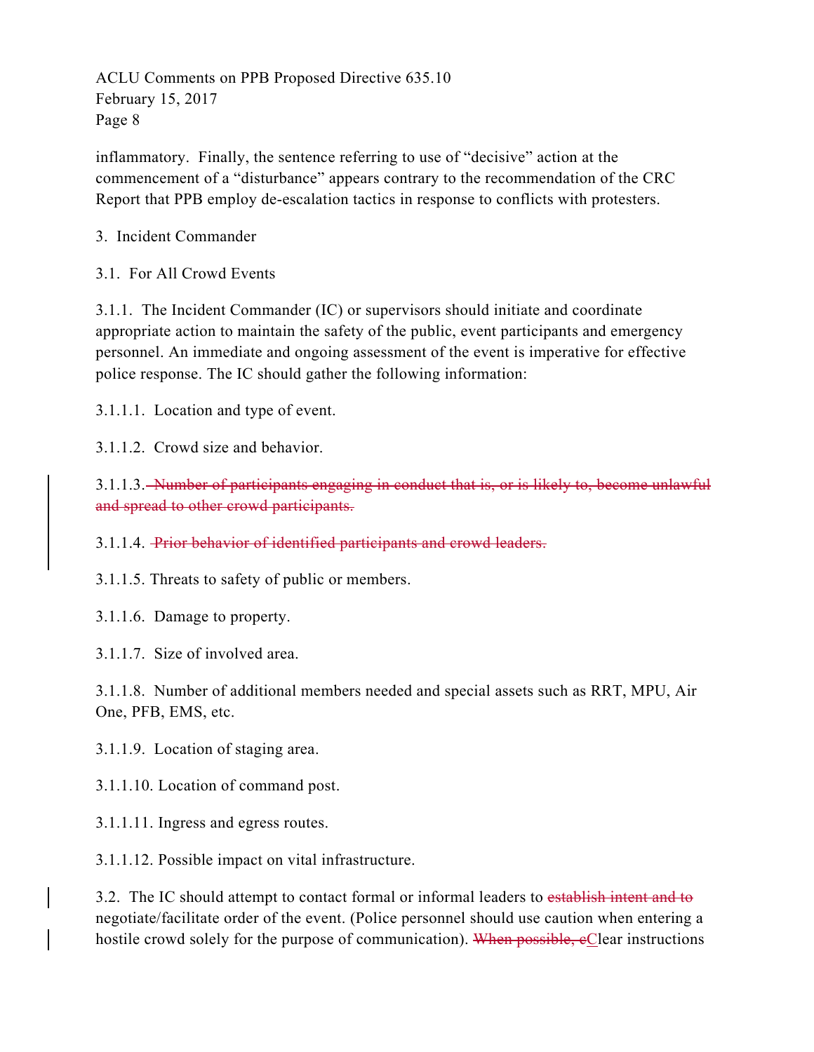inflammatory. Finally, the sentence referring to use of "decisive" action at the commencement of a "disturbance" appears contrary to the recommendation of the CRC Report that PPB employ de-escalation tactics in response to conflicts with protesters.

3. Incident Commander

3.1. For All Crowd Events

3.1.1. The Incident Commander (IC) or supervisors should initiate and coordinate appropriate action to maintain the safety of the public, event participants and emergency personnel. An immediate and ongoing assessment of the event is imperative for effective police response. The IC should gather the following information:

3.1.1.1. Location and type of event.

3.1.1.2. Crowd size and behavior.

3.1.1.3. ~~Number of participants engaging in conduct that is, or is likely to, become unlawful and spread to other crowd participants.~~

3.1.1.4. ~~Prior behavior of identified participants and crowd leaders.~~

3.1.1.5. Threats to safety of public or members.

3.1.1.6. Damage to property.

3.1.1.7. Size of involved area.

3.1.1.8. Number of additional members needed and special assets such as RRT, MPU, Air One, PFB, EMS, etc.

3.1.1.9. Location of staging area.

3.1.1.10. Location of command post.

3.1.1.11. Ingress and egress routes.

3.1.1.12. Possible impact on vital infrastructure.

3.2. The IC should attempt to contact formal or informal leaders to ~~establish intent and to~~ negotiate/facilitate order of the event. (Police personnel should use caution when entering a hostile crowd solely for the purpose of communication). ~~When possible, c~~Clear instructions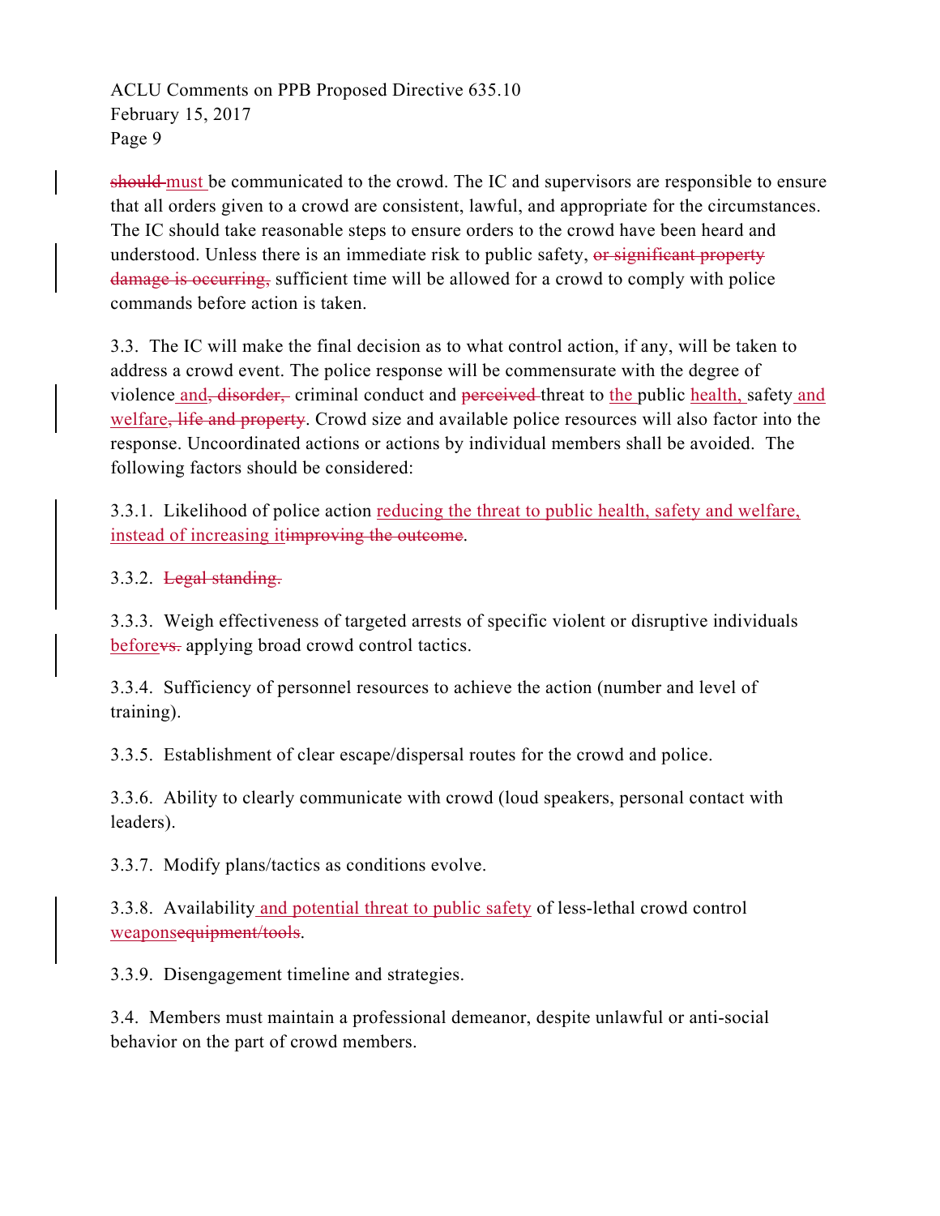~~should~~ <u>must</u> be communicated to the crowd. The IC and supervisors are responsible to ensure that all orders given to a crowd are consistent, lawful, and appropriate for the circumstances. The IC should take reasonable steps to ensure orders to the crowd have been heard and understood. Unless there is an immediate risk to public safety, ~~or significant property damage is occurring,~~ sufficient time will be allowed for a crowd to comply with police commands before action is taken.

3.3. The IC will make the final decision as to what control action, if any, will be taken to address a crowd event. The police response will be commensurate with the degree of violence <u>and</u>~~, disorder,~~ criminal conduct and ~~perceived~~ threat to <u>the</u> public <u>health,</u> safety <u>and welfare</u>~~, life and property~~. Crowd size and available police resources will also factor into the response. Uncoordinated actions or actions by individual members shall be avoided. The following factors should be considered:

3.3.1. Likelihood of police action <u>reducing the threat to public health, safety and welfare, instead of increasing it</u>~~improving the outcome~~.

3.3.2. ~~Legal standing.~~

3.3.3. Weigh effectiveness of targeted arrests of specific violent or disruptive individuals <u>before</u>~~vs.~~ applying broad crowd control tactics.

3.3.4. Sufficiency of personnel resources to achieve the action (number and level of training).

3.3.5. Establishment of clear escape/dispersal routes for the crowd and police.

3.3.6. Ability to clearly communicate with crowd (loud speakers, personal contact with leaders).

3.3.7. Modify plans/tactics as conditions evolve.

3.3.8. Availability <u>and potential threat to public safety</u> of less-lethal crowd control <u>weapons</u>~~equipment/tools~~.

3.3.9. Disengagement timeline and strategies.

3.4. Members must maintain a professional demeanor, despite unlawful or anti-social behavior on the part of crowd members.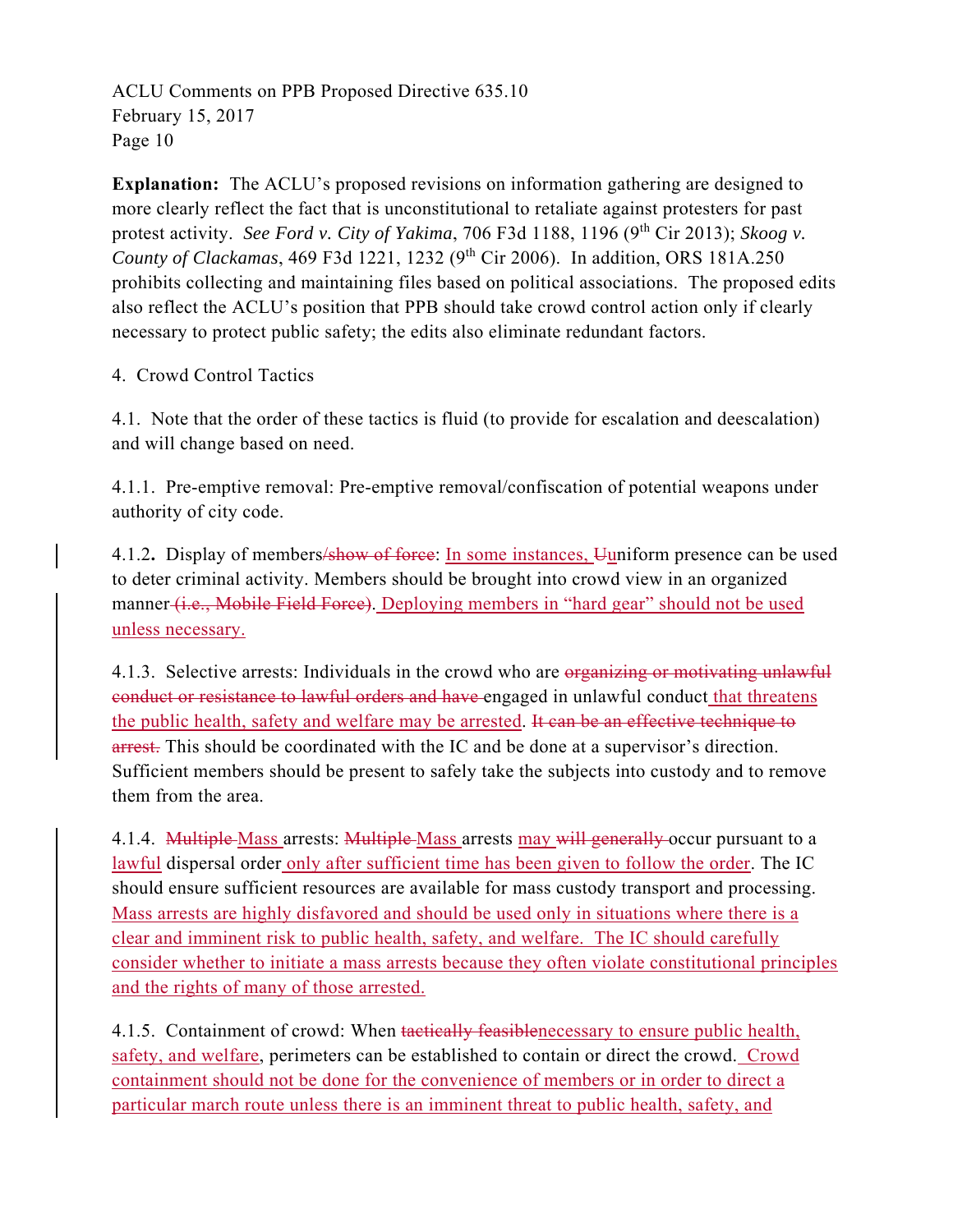**Explanation:** The ACLU's proposed revisions on information gathering are designed to more clearly reflect the fact that is unconstitutional to retaliate against protesters for past protest activity. *See Ford v. City of Yakima*, 706 F3d 1188, 1196 (9th Cir 2013); *Skoog v. County of Clackamas*, 469 F3d 1221, 1232 (9th Cir 2006). In addition, ORS 181A.250 prohibits collecting and maintaining files based on political associations. The proposed edits also reflect the ACLU's position that PPB should take crowd control action only if clearly necessary to protect public safety; the edits also eliminate redundant factors.

4. Crowd Control Tactics

4.1. Note that the order of these tactics is fluid (to provide for escalation and deescalation) and will change based on need.

4.1.1. Pre-emptive removal: Pre-emptive removal/confiscation of potential weapons under authority of city code.

4.1.2**.** Display of members~~/show of force~~: <u>In some instances, </u>~~U~~<u>u</u>niform presence can be used to deter criminal activity. Members should be brought into crowd view in an organized manner~~ (i.e., Mobile Field Force)~~. <u>Deploying members in "hard gear" should not be used unless necessary.</u>

4.1.3. Selective arrests: Individuals in the crowd who are ~~organizing or motivating unlawful conduct or resistance to lawful orders and have~~ engaged in unlawful conduct<u> that threatens the public health, safety and welfare may be arrested</u>. ~~It can be an effective technique to arrest.~~ This should be coordinated with the IC and be done at a supervisor's direction. Sufficient members should be present to safely take the subjects into custody and to remove them from the area.

4.1.4. ~~Multiple~~ <u>Mass</u> arrests: ~~Multiple~~ <u>Mass</u> arrests <u>may</u> ~~will generally~~ occur pursuant to a <u>lawful</u> dispersal order<u> only after sufficient time has been given to follow the order</u>. The IC should ensure sufficient resources are available for mass custody transport and processing. <u>Mass arrests are highly disfavored and should be used only in situations where there is a clear and imminent risk to public health, safety, and welfare. The IC should carefully consider whether to initiate a mass arrests because they often violate constitutional principles and the rights of many of those arrested.</u>

4.1.5. Containment of crowd: When ~~tactically feasible~~<u>necessary to ensure public health, safety, and welfare</u>, perimeters can be established to contain or direct the crowd.<u> Crowd containment should not be done for the convenience of members or in order to direct a particular march route unless there is an imminent threat to public health, safety, and</u>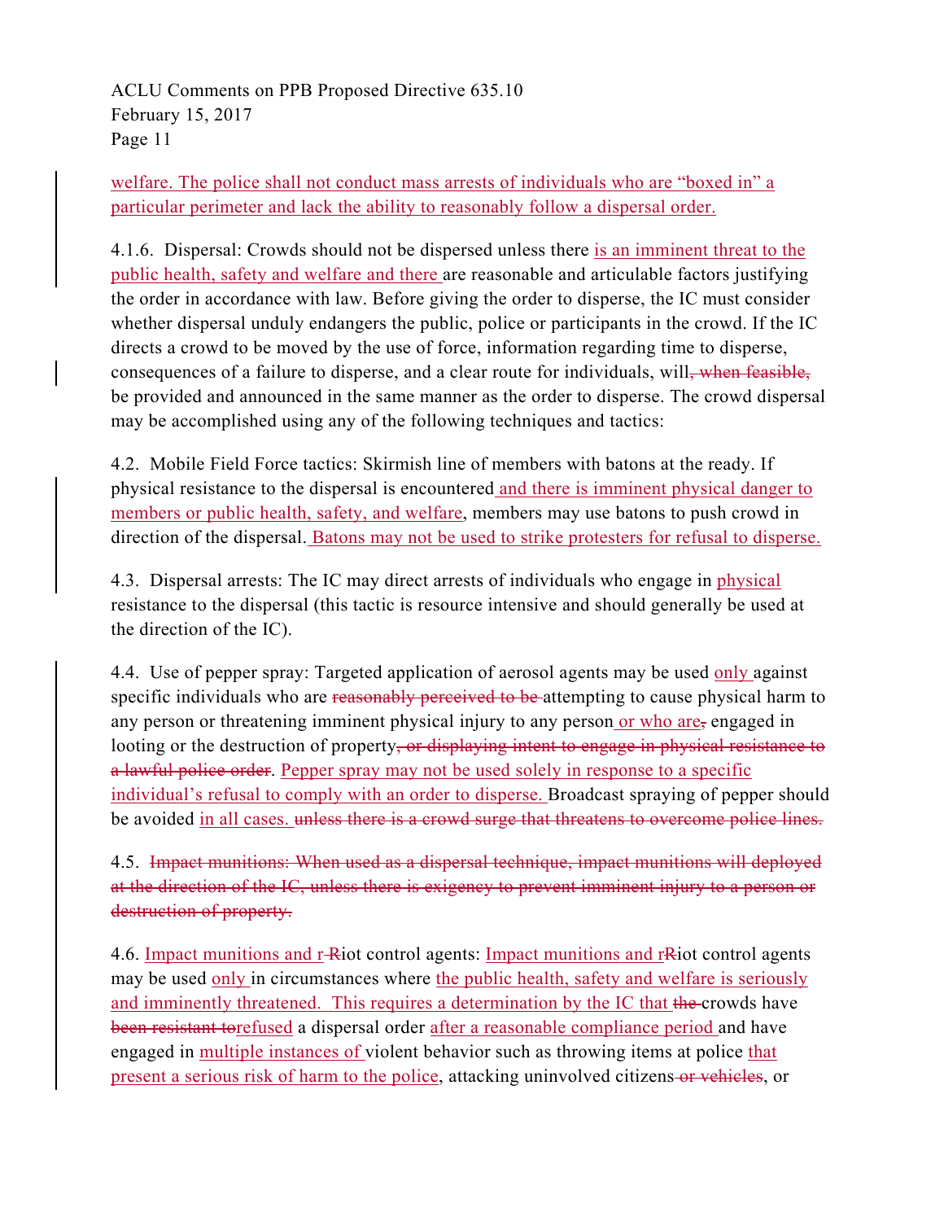<u>welfare. The police shall not conduct mass arrests of individuals who are "boxed in" a particular perimeter and lack the ability to reasonably follow a dispersal order.</u>

4.1.6. Dispersal: Crowds should not be dispersed unless there <u>is an imminent threat to the public health, safety and welfare and there</u> are reasonable and articulable factors justifying the order in accordance with law. Before giving the order to disperse, the IC must consider whether dispersal unduly endangers the public, police or participants in the crowd. If the IC directs a crowd to be moved by the use of force, information regarding time to disperse, consequences of a failure to disperse, and a clear route for individuals, will~~, when feasible,~~ be provided and announced in the same manner as the order to disperse. The crowd dispersal may be accomplished using any of the following techniques and tactics:

4.2. Mobile Field Force tactics: Skirmish line of members with batons at the ready. If physical resistance to the dispersal is encountered <u>and there is imminent physical danger to members or public health, safety, and welfare</u>, members may use batons to push crowd in direction of the dispersal. <u>Batons may not be used to strike protesters for refusal to disperse.</u>

4.3. Dispersal arrests: The IC may direct arrests of individuals who engage in <u>physical</u> resistance to the dispersal (this tactic is resource intensive and should generally be used at the direction of the IC).

4.4. Use of pepper spray: Targeted application of aerosol agents may be used <u>only</u> against specific individuals who are ~~reasonably perceived to be~~ attempting to cause physical harm to any person or threatening imminent physical injury to any person <u>or who are</u>~~,~~ engaged in looting or the destruction of property~~, or displaying intent to engage in physical resistance to a lawful police order~~. <u>Pepper spray may not be used solely in response to a specific individual's refusal to comply with an order to disperse.</u> Broadcast spraying of pepper should be avoided <u>in all cases.</u> ~~unless there is a crowd surge that threatens to overcome police lines.~~

4.5. ~~Impact munitions: When used as a dispersal technique, impact munitions will deployed at the direction of the IC, unless there is exigency to prevent imminent injury to a person or destruction of property.~~

4.6. <u>Impact munitions and r</u>~~R~~iot control agents: <u>Impact munitions and r</u>~~R~~iot control agents may be used <u>only</u> in circumstances where <u>the public health, safety and welfare is seriously and imminently threatened. This requires a determination by the IC that</u> ~~the~~ crowds have ~~been resistant to~~<u>refused</u> a dispersal order <u>after a reasonable compliance period</u> and have engaged in <u>multiple instances of</u> violent behavior such as throwing items at police <u>that present a serious risk of harm to the police</u>, attacking uninvolved citizens ~~or vehicles~~, or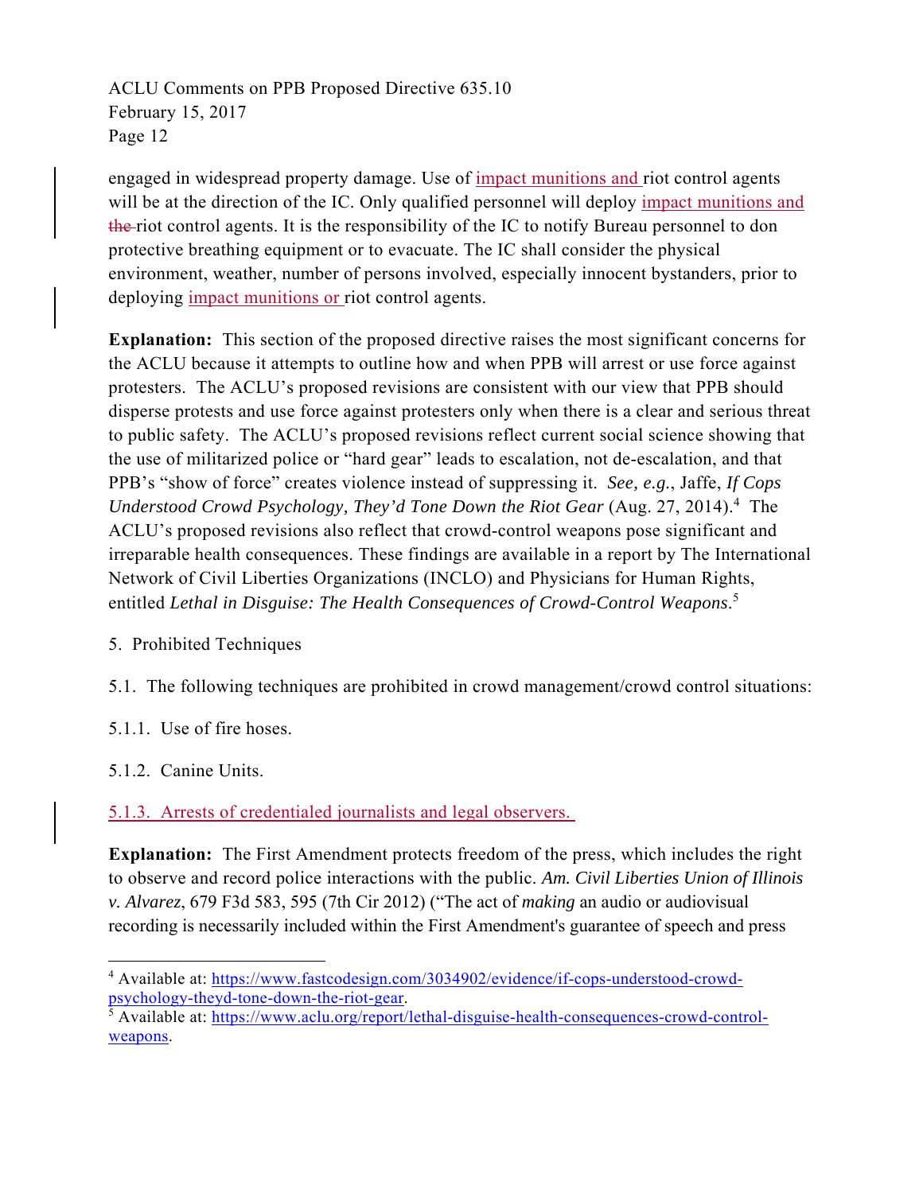engaged in widespread property damage. Use of impact munitions and riot control agents will be at the direction of the IC. Only qualified personnel will deploy impact munitions and ~~the~~ riot control agents. It is the responsibility of the IC to notify Bureau personnel to don protective breathing equipment or to evacuate. The IC shall consider the physical environment, weather, number of persons involved, especially innocent bystanders, prior to deploying impact munitions or riot control agents.

**Explanation:** This section of the proposed directive raises the most significant concerns for the ACLU because it attempts to outline how and when PPB will arrest or use force against protesters. The ACLU's proposed revisions are consistent with our view that PPB should disperse protests and use force against protesters only when there is a clear and serious threat to public safety. The ACLU's proposed revisions reflect current social science showing that the use of militarized police or "hard gear" leads to escalation, not de-escalation, and that PPB's "show of force" creates violence instead of suppressing it. *See, e.g.*, Jaffe, *If Cops Understood Crowd Psychology, They'd Tone Down the Riot Gear* (Aug. 27, 2014).[4] The ACLU's proposed revisions also reflect that crowd-control weapons pose significant and irreparable health consequences. These findings are available in a report by The International Network of Civil Liberties Organizations (INCLO) and Physicians for Human Rights, entitled *Lethal in Disguise: The Health Consequences of Crowd-Control Weapons*.[5]

5. Prohibited Techniques

5.1. The following techniques are prohibited in crowd management/crowd control situations:

5.1.1. Use of fire hoses.

5.1.2. Canine Units.

5.1.3. Arrests of credentialed journalists and legal observers.

**Explanation:** The First Amendment protects freedom of the press, which includes the right to observe and record police interactions with the public. *Am. Civil Liberties Union of Illinois v. Alvarez*, 679 F3d 583, 595 (7th Cir 2012) ("The act of *making* an audio or audiovisual recording is necessarily included within the First Amendment's guarantee of speech and press

---

[4] Available at: https://www.fastcodesign.com/3034902/evidence/if-cops-understood-crowd-psychology-theyd-tone-down-the-riot-gear.

[5] Available at: https://www.aclu.org/report/lethal-disguise-health-consequences-crowd-control-weapons.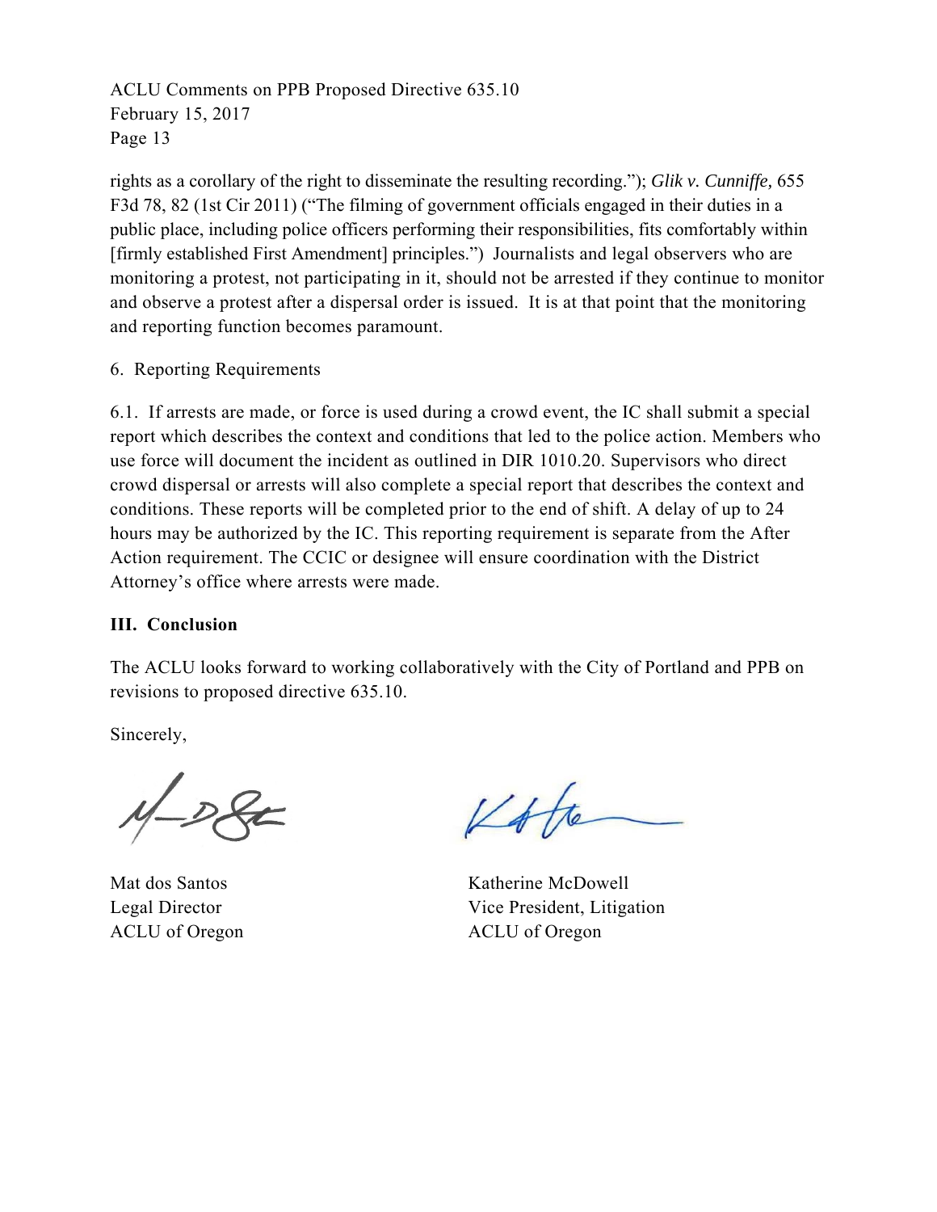rights as a corollary of the right to disseminate the resulting recording."); *Glik v. Cunniffe,* 655 F3d 78, 82 (1st Cir 2011) ("The filming of government officials engaged in their duties in a public place, including police officers performing their responsibilities, fits comfortably within [firmly established First Amendment] principles.") Journalists and legal observers who are monitoring a protest, not participating in it, should not be arrested if they continue to monitor and observe a protest after a dispersal order is issued. It is at that point that the monitoring and reporting function becomes paramount.

6. Reporting Requirements

6.1. If arrests are made, or force is used during a crowd event, the IC shall submit a special report which describes the context and conditions that led to the police action. Members who use force will document the incident as outlined in DIR 1010.20. Supervisors who direct crowd dispersal or arrests will also complete a special report that describes the context and conditions. These reports will be completed prior to the end of shift. A delay of up to 24 hours may be authorized by the IC. This reporting requirement is separate from the After Action requirement. The CCIC or designee will ensure coordination with the District Attorney's office where arrests were made.

## III. Conclusion

The ACLU looks forward to working collaboratively with the City of Portland and PPB on revisions to proposed directive 635.10.

Sincerely,

Mat dos Santos
Legal Director
ACLU of Oregon

Katherine McDowell
Vice President, Litigation
ACLU of Oregon